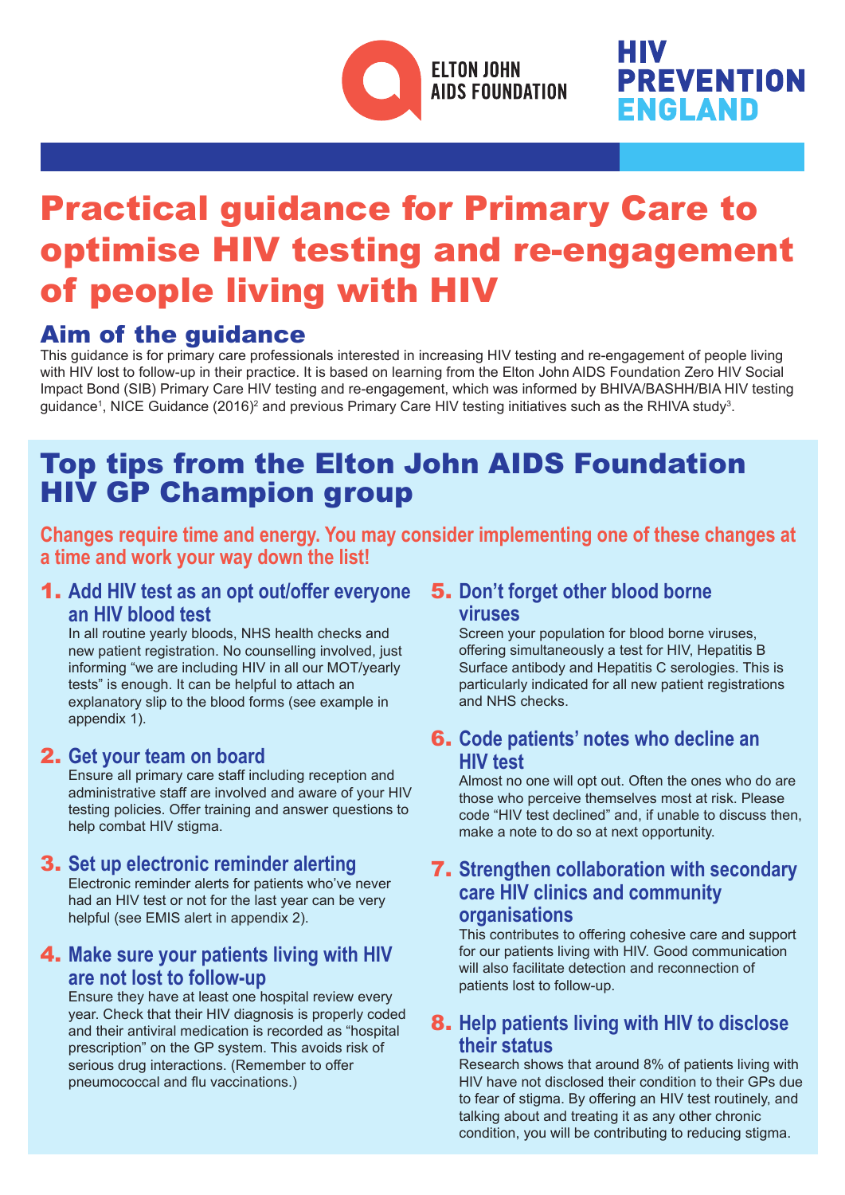ELTON JOHN AIDS FOUNDATION

HIV PREVENTION ENGLAND

# Practical guidance for Primary Care to optimise HIV testing and re-engagement of people living with HIV

## Aim of the guidance

This guidance is for primary care professionals interested in increasing HIV testing and re-engagement of people living with HIV lost to follow-up in their practice. It is based on learning from the Elton John AIDS Foundation Zero HIV Social Impact Bond (SIB) Primary Care HIV testing and re-engagement, which was informed by BHIVA/BASHH/BIA HIV testing guidance[1], NICE Guidance (2016)[2] and previous Primary Care HIV testing initiatives such as the RHIVA study[3].

## Top tips from the Elton John AIDS Foundation HIV GP Champion group

**Changes require time and energy. You may consider implementing one of these changes at a time and work your way down the list!**

### 1. Add HIV test as an opt out/offer everyone an HIV blood test

In all routine yearly bloods, NHS health checks and new patient registration. No counselling involved, just informing "we are including HIV in all our MOT/yearly tests" is enough. It can be helpful to attach an explanatory slip to the blood forms (see example in appendix 1).

### 2. Get your team on board

Ensure all primary care staff including reception and administrative staff are involved and aware of your HIV testing policies. Offer training and answer questions to help combat HIV stigma.

### 3. Set up electronic reminder alerting

Electronic reminder alerts for patients who've never had an HIV test or not for the last year can be very helpful (see EMIS alert in appendix 2).

### 4. Make sure your patients living with HIV are not lost to follow-up

Ensure they have at least one hospital review every year. Check that their HIV diagnosis is properly coded and their antiviral medication is recorded as "hospital prescription" on the GP system. This avoids risk of serious drug interactions. (Remember to offer pneumococcal and flu vaccinations.)

### 5. Don't forget other blood borne viruses

Screen your population for blood borne viruses, offering simultaneously a test for HIV, Hepatitis B Surface antibody and Hepatitis C serologies. This is particularly indicated for all new patient registrations and NHS checks.

### 6. Code patients' notes who decline an HIV test

Almost no one will opt out. Often the ones who do are those who perceive themselves most at risk. Please code "HIV test declined" and, if unable to discuss then, make a note to do so at next opportunity.

### 7. Strengthen collaboration with secondary care HIV clinics and community organisations

This contributes to offering cohesive care and support for our patients living with HIV. Good communication will also facilitate detection and reconnection of patients lost to follow-up.

### 8. Help patients living with HIV to disclose their status

Research shows that around 8% of patients living with HIV have not disclosed their condition to their GPs due to fear of stigma. By offering an HIV test routinely, and talking about and treating it as any other chronic condition, you will be contributing to reducing stigma.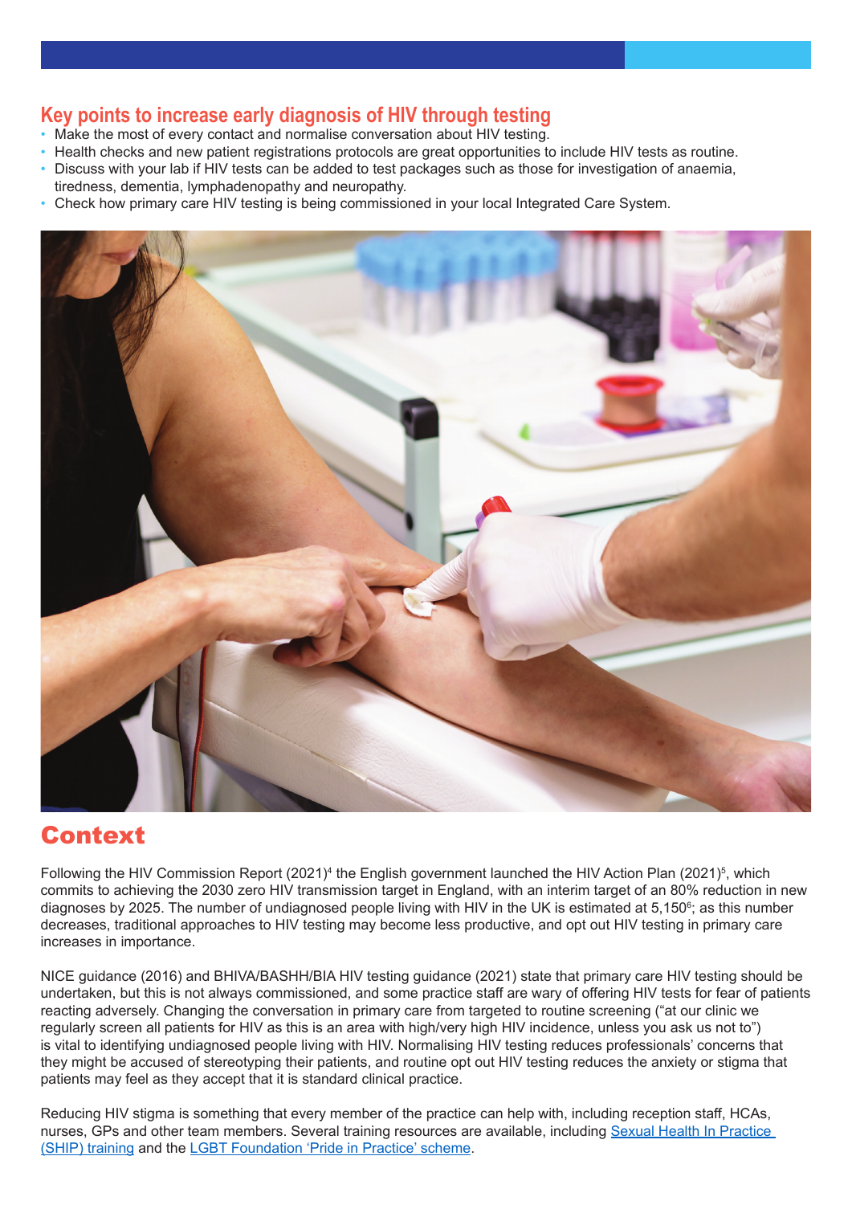## Key points to increase early diagnosis of HIV through testing

- Make the most of every contact and normalise conversation about HIV testing.
- Health checks and new patient registrations protocols are great opportunities to include HIV tests as routine.
- Discuss with your lab if HIV tests can be added to test packages such as those for investigation of anaemia, tiredness, dementia, lymphadenopathy and neuropathy.
- Check how primary care HIV testing is being commissioned in your local Integrated Care System.

# Context

Following the HIV Commission Report (2021)[4] the English government launched the HIV Action Plan (2021)[5], which commits to achieving the 2030 zero HIV transmission target in England, with an interim target of an 80% reduction in new diagnoses by 2025. The number of undiagnosed people living with HIV in the UK is estimated at 5,150[6]; as this number decreases, traditional approaches to HIV testing may become less productive, and opt out HIV testing in primary care increases in importance.

NICE guidance (2016) and BHIVA/BASHH/BIA HIV testing guidance (2021) state that primary care HIV testing should be undertaken, but this is not always commissioned, and some practice staff are wary of offering HIV tests for fear of patients reacting adversely. Changing the conversation in primary care from targeted to routine screening ("at our clinic we regularly screen all patients for HIV as this is an area with high/very high HIV incidence, unless you ask us not to") is vital to identifying undiagnosed people living with HIV. Normalising HIV testing reduces professionals' concerns that they might be accused of stereotyping their patients, and routine opt out HIV testing reduces the anxiety or stigma that patients may feel as they accept that it is standard clinical practice.

Reducing HIV stigma is something that every member of the practice can help with, including reception staff, HCAs, nurses, GPs and other team members. Several training resources are available, including Sexual Health In Practice (SHIP) training and the LGBT Foundation 'Pride in Practice' scheme.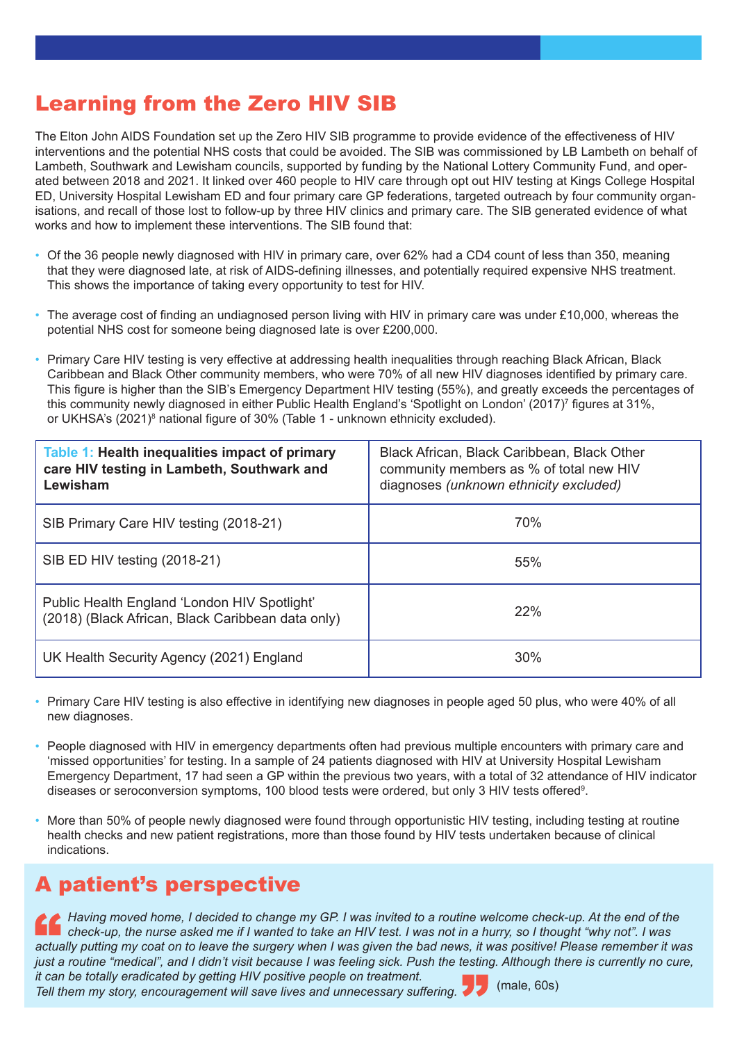# Learning from the Zero HIV SIB

The Elton John AIDS Foundation set up the Zero HIV SIB programme to provide evidence of the effectiveness of HIV interventions and the potential NHS costs that could be avoided. The SIB was commissioned by LB Lambeth on behalf of Lambeth, Southwark and Lewisham councils, supported by funding by the National Lottery Community Fund, and operated between 2018 and 2021. It linked over 460 people to HIV care through opt out HIV testing at Kings College Hospital ED, University Hospital Lewisham ED and four primary care GP federations, targeted outreach by four community organisations, and recall of those lost to follow-up by three HIV clinics and primary care. The SIB generated evidence of what works and how to implement these interventions. The SIB found that:

- Of the 36 people newly diagnosed with HIV in primary care, over 62% had a CD4 count of less than 350, meaning that they were diagnosed late, at risk of AIDS-defining illnesses, and potentially required expensive NHS treatment. This shows the importance of taking every opportunity to test for HIV.
- The average cost of finding an undiagnosed person living with HIV in primary care was under £10,000, whereas the potential NHS cost for someone being diagnosed late is over £200,000.
- Primary Care HIV testing is very effective at addressing health inequalities through reaching Black African, Black Caribbean and Black Other community members, who were 70% of all new HIV diagnoses identified by primary care. This figure is higher than the SIB's Emergency Department HIV testing (55%), and greatly exceeds the percentages of this community newly diagnosed in either Public Health England's 'Spotlight on London' (2017)[7] figures at 31%, or UKHSA's (2021)[8] national figure of 30% (Table 1 - unknown ethnicity excluded).

| **Table 1: Health inequalities impact of primary care HIV testing in Lambeth, Southwark and Lewisham** | Black African, Black Caribbean, Black Other community members as % of total new HIV diagnoses *(unknown ethnicity excluded)* |
|---|---|
| SIB Primary Care HIV testing (2018-21) | 70% |
| SIB ED HIV testing (2018-21) | 55% |
| Public Health England 'London HIV Spotlight' (2018) (Black African, Black Caribbean data only) | 22% |
| UK Health Security Agency (2021) England | 30% |

- Primary Care HIV testing is also effective in identifying new diagnoses in people aged 50 plus, who were 40% of all new diagnoses.
- People diagnosed with HIV in emergency departments often had previous multiple encounters with primary care and 'missed opportunities' for testing. In a sample of 24 patients diagnosed with HIV at University Hospital Lewisham Emergency Department, 17 had seen a GP within the previous two years, with a total of 32 attendance of HIV indicator diseases or seroconversion symptoms, 100 blood tests were ordered, but only 3 HIV tests offered[9].
- More than 50% of people newly diagnosed were found through opportunistic HIV testing, including testing at routine health checks and new patient registrations, more than those found by HIV tests undertaken because of clinical indications.

# A patient's perspective

*Having moved home, I decided to change my GP. I was invited to a routine welcome check-up. At the end of the check-up, the nurse asked me if I wanted to take an HIV test. I was not in a hurry, so I thought "why not". I was actually putting my coat on to leave the surgery when I was given the bad news, it was positive! Please remember it was just a routine "medical", and I didn't visit because I was feeling sick. Push the testing. Although there is currently no cure, it can be totally eradicated by getting HIV positive people on treatment.*
*Tell them my story, encouragement will save lives and unnecessary suffering.*

(male, 60s)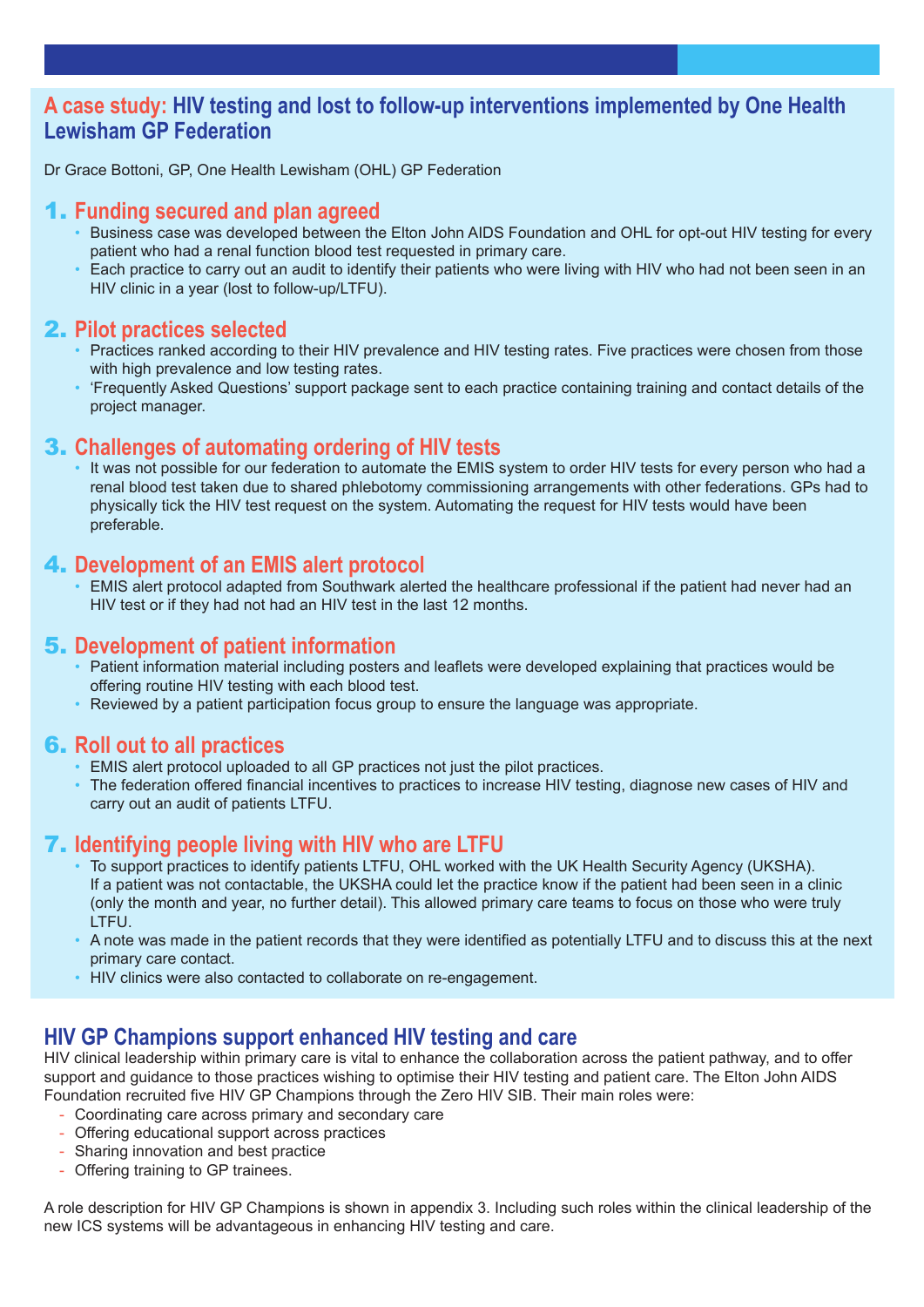## A case study: HIV testing and lost to follow-up interventions implemented by One Health Lewisham GP Federation

Dr Grace Bottoni, GP, One Health Lewisham (OHL) GP Federation

### 1. Funding secured and plan agreed

- Business case was developed between the Elton John AIDS Foundation and OHL for opt-out HIV testing for every patient who had a renal function blood test requested in primary care.
- Each practice to carry out an audit to identify their patients who were living with HIV who had not been seen in an HIV clinic in a year (lost to follow-up/LTFU).

### 2. Pilot practices selected

- Practices ranked according to their HIV prevalence and HIV testing rates. Five practices were chosen from those with high prevalence and low testing rates.
- 'Frequently Asked Questions' support package sent to each practice containing training and contact details of the project manager.

### 3. Challenges of automating ordering of HIV tests

- It was not possible for our federation to automate the EMIS system to order HIV tests for every person who had a renal blood test taken due to shared phlebotomy commissioning arrangements with other federations. GPs had to physically tick the HIV test request on the system. Automating the request for HIV tests would have been preferable.

### 4. Development of an EMIS alert protocol

- EMIS alert protocol adapted from Southwark alerted the healthcare professional if the patient had never had an HIV test or if they had not had an HIV test in the last 12 months.

### 5. Development of patient information

- Patient information material including posters and leaflets were developed explaining that practices would be offering routine HIV testing with each blood test.
- Reviewed by a patient participation focus group to ensure the language was appropriate.

### 6. Roll out to all practices

- EMIS alert protocol uploaded to all GP practices not just the pilot practices.
- The federation offered financial incentives to practices to increase HIV testing, diagnose new cases of HIV and carry out an audit of patients LTFU.

### 7. Identifying people living with HIV who are LTFU

- To support practices to identify patients LTFU, OHL worked with the UK Health Security Agency (UKSHA). If a patient was not contactable, the UKSHA could let the practice know if the patient had been seen in a clinic (only the month and year, no further detail). This allowed primary care teams to focus on those who were truly LTFU.
- A note was made in the patient records that they were identified as potentially LTFU and to discuss this at the next primary care contact.
- HIV clinics were also contacted to collaborate on re-engagement.

## HIV GP Champions support enhanced HIV testing and care

HIV clinical leadership within primary care is vital to enhance the collaboration across the patient pathway, and to offer support and guidance to those practices wishing to optimise their HIV testing and patient care. The Elton John AIDS Foundation recruited five HIV GP Champions through the Zero HIV SIB. Their main roles were:

- Coordinating care across primary and secondary care
- Offering educational support across practices
- Sharing innovation and best practice
- Offering training to GP trainees.

A role description for HIV GP Champions is shown in appendix 3. Including such roles within the clinical leadership of the new ICS systems will be advantageous in enhancing HIV testing and care.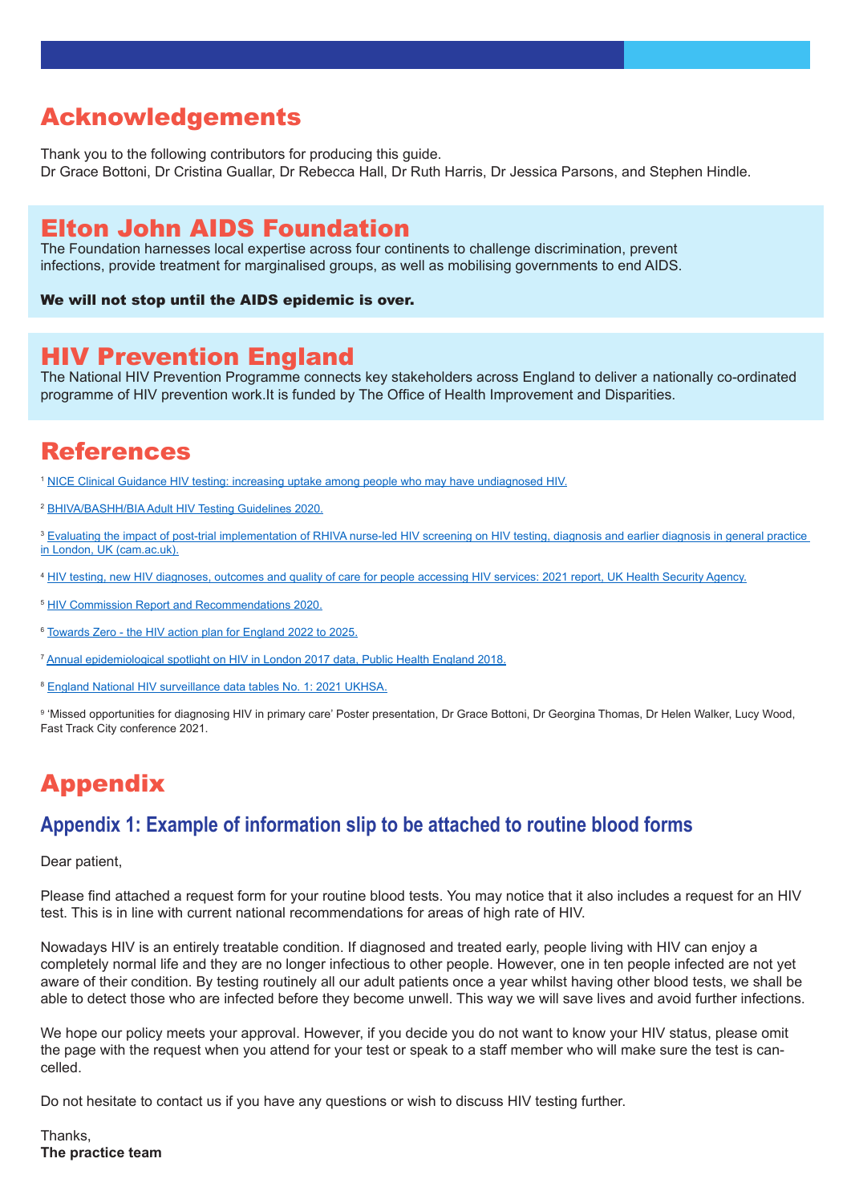# Acknowledgements

Thank you to the following contributors for producing this guide.
Dr Grace Bottoni, Dr Cristina Guallar, Dr Rebecca Hall, Dr Ruth Harris, Dr Jessica Parsons, and Stephen Hindle.

# Elton John AIDS Foundation

The Foundation harnesses local expertise across four continents to challenge discrimination, prevent infections, provide treatment for marginalised groups, as well as mobilising governments to end AIDS.

**We will not stop until the AIDS epidemic is over.**

# HIV Prevention England

The National HIV Prevention Programme connects key stakeholders across England to deliver a nationally co-ordinated programme of HIV prevention work.It is funded by The Office of Health Improvement and Disparities.

# References

[1] NICE Clinical Guidance HIV testing: increasing uptake among people who may have undiagnosed HIV.

[2] BHIVA/BASHH/BIA Adult HIV Testing Guidelines 2020.

[3] Evaluating the impact of post-trial implementation of RHIVA nurse-led HIV screening on HIV testing, diagnosis and earlier diagnosis in general practice in London, UK (cam.ac.uk).

[4] HIV testing, new HIV diagnoses, outcomes and quality of care for people accessing HIV services: 2021 report, UK Health Security Agency.

[5] HIV Commission Report and Recommendations 2020.

[6] Towards Zero - the HIV action plan for England 2022 to 2025.

[7] Annual epidemiological spotlight on HIV in London 2017 data, Public Health England 2018.

[8] England National HIV surveillance data tables No. 1: 2021 UKHSA.

[9] 'Missed opportunities for diagnosing HIV in primary care' Poster presentation, Dr Grace Bottoni, Dr Georgina Thomas, Dr Helen Walker, Lucy Wood, Fast Track City conference 2021.

# Appendix

## Appendix 1: Example of information slip to be attached to routine blood forms

Dear patient,

Please find attached a request form for your routine blood tests. You may notice that it also includes a request for an HIV test. This is in line with current national recommendations for areas of high rate of HIV.

Nowadays HIV is an entirely treatable condition. If diagnosed and treated early, people living with HIV can enjoy a completely normal life and they are no longer infectious to other people. However, one in ten people infected are not yet aware of their condition. By testing routinely all our adult patients once a year whilst having other blood tests, we shall be able to detect those who are infected before they become unwell. This way we will save lives and avoid further infections.

We hope our policy meets your approval. However, if you decide you do not want to know your HIV status, please omit the page with the request when you attend for your test or speak to a staff member who will make sure the test is cancelled.

Do not hesitate to contact us if you have any questions or wish to discuss HIV testing further.

Thanks,
**The practice team**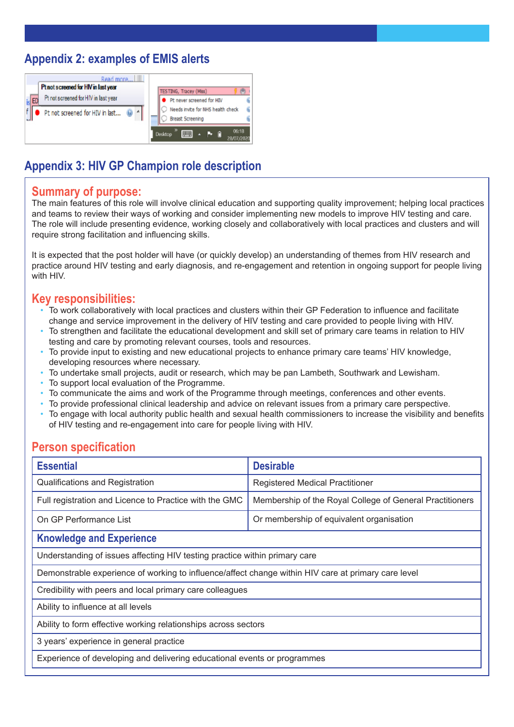## Appendix 2: examples of EMIS alerts

## Appendix 3: HIV GP Champion role description

### Summary of purpose:

The main features of this role will involve clinical education and supporting quality improvement; helping local practices and teams to review their ways of working and consider implementing new models to improve HIV testing and care. The role will include presenting evidence, working closely and collaboratively with local practices and clusters and will require strong facilitation and influencing skills.

It is expected that the post holder will have (or quickly develop) an understanding of themes from HIV research and practice around HIV testing and early diagnosis, and re-engagement and retention in ongoing support for people living with HIV.

### Key responsibilities:

- To work collaboratively with local practices and clusters within their GP Federation to influence and facilitate change and service improvement in the delivery of HIV testing and care provided to people living with HIV.
- To strengthen and facilitate the educational development and skill set of primary care teams in relation to HIV testing and care by promoting relevant courses, tools and resources.
- To provide input to existing and new educational projects to enhance primary care teams' HIV knowledge, developing resources where necessary.
- To undertake small projects, audit or research, which may be pan Lambeth, Southwark and Lewisham.
- To support local evaluation of the Programme.
- To communicate the aims and work of the Programme through meetings, conferences and other events.
- To provide professional clinical leadership and advice on relevant issues from a primary care perspective.
- To engage with local authority public health and sexual health commissioners to increase the visibility and benefits of HIV testing and re-engagement into care for people living with HIV.

### Person specification

| Essential | Desirable |
|---|---|
| Qualifications and Registration | Registered Medical Practitioner |
| Full registration and Licence to Practice with the GMC | Membership of the Royal College of General Practitioners |
| On GP Performance List | Or membership of equivalent organisation |
| **Knowledge and Experience** | |
| Understanding of issues affecting HIV testing practice within primary care | |
| Demonstrable experience of working to influence/affect change within HIV care at primary care level | |
| Credibility with peers and local primary care colleagues | |
| Ability to influence at all levels | |
| Ability to form effective working relationships across sectors | |
| 3 years' experience in general practice | |
| Experience of developing and delivering educational events or programmes | |